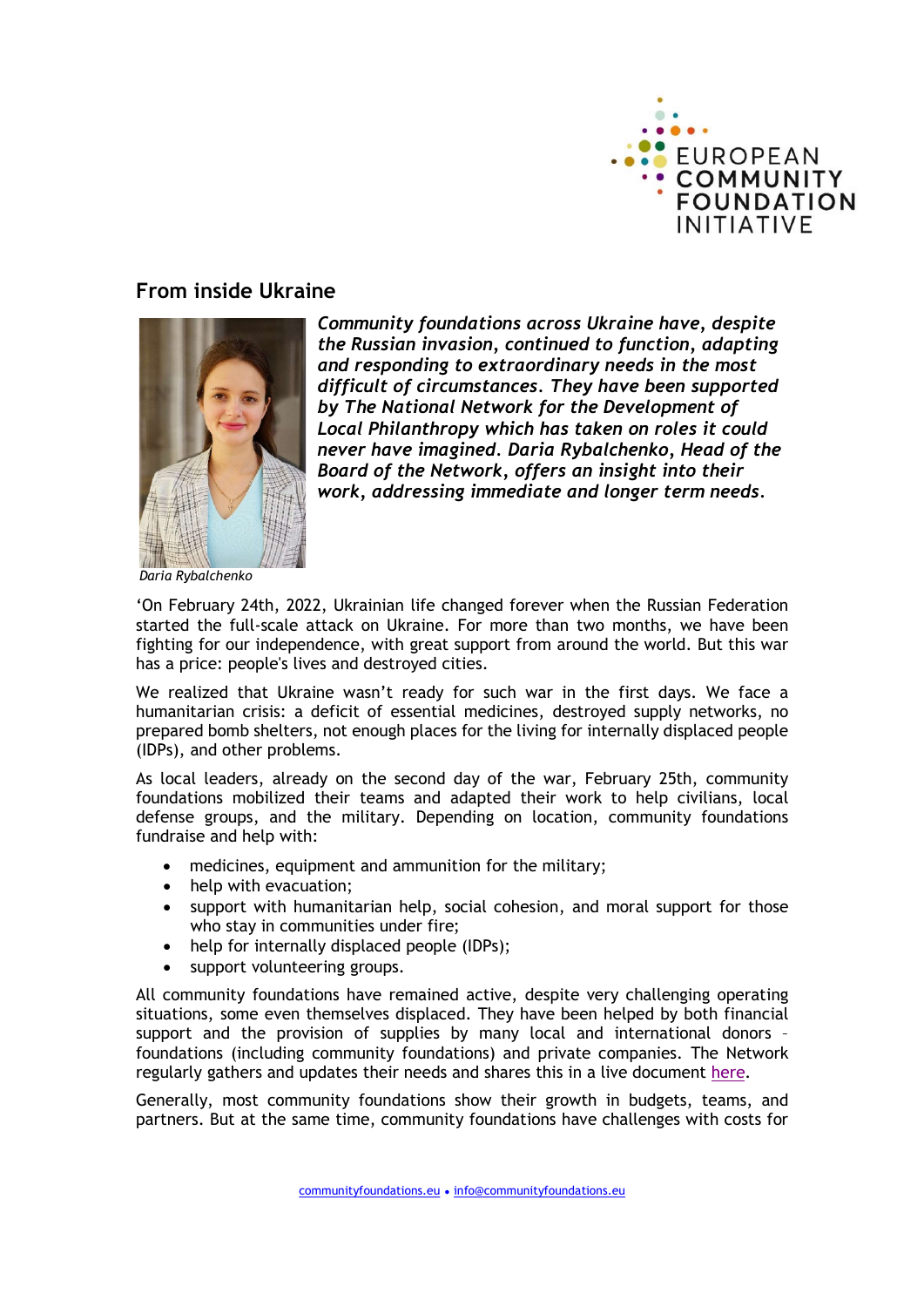## From inside Ukraine

*Community foundations across Ukraine have, despite the Russian invasion, continued to function, adapting and responding to extraordinary needs in the most difficult of circumstances. They have been supported by The National Network for the Development of Local Philanthropy which has taken on roles it could never have imagined. Daria Rybalchenko, Head of the Board of the Network, offers an insight into their work, addressing immediate and longer term needs.*

*Daria Rybalchenko*

'On February 24th, 2022, Ukrainian life changed forever when the Russian Federation started the full-scale attack on Ukraine. For more than two months, we have been fighting for our independence, with great support from around the world. But this war has a price: people's lives and destroyed cities.

We realized that Ukraine wasn't ready for such war in the first days. We face a humanitarian crisis: a deficit of essential medicines, destroyed supply networks, no prepared bomb shelters, not enough places for the living for internally displaced people (IDPs), and other problems.

As local leaders, already on the second day of the war, February 25th, community foundations mobilized their teams and adapted their work to help civilians, local defense groups, and the military. Depending on location, community foundations fundraise and help with:

- medicines, equipment and ammunition for the military;
- help with evacuation;
- support with humanitarian help, social cohesion, and moral support for those who stay in communities under fire;
- help for internally displaced people (IDPs);
- support volunteering groups.

All community foundations have remained active, despite very challenging operating situations, some even themselves displaced. They have been helped by both financial support and the provision of supplies by many local and international donors – foundations (including community foundations) and private companies. The Network regularly gathers and updates their needs and shares this in a live document here.

Generally, most community foundations show their growth in budgets, teams, and partners. But at the same time, community foundations have challenges with costs for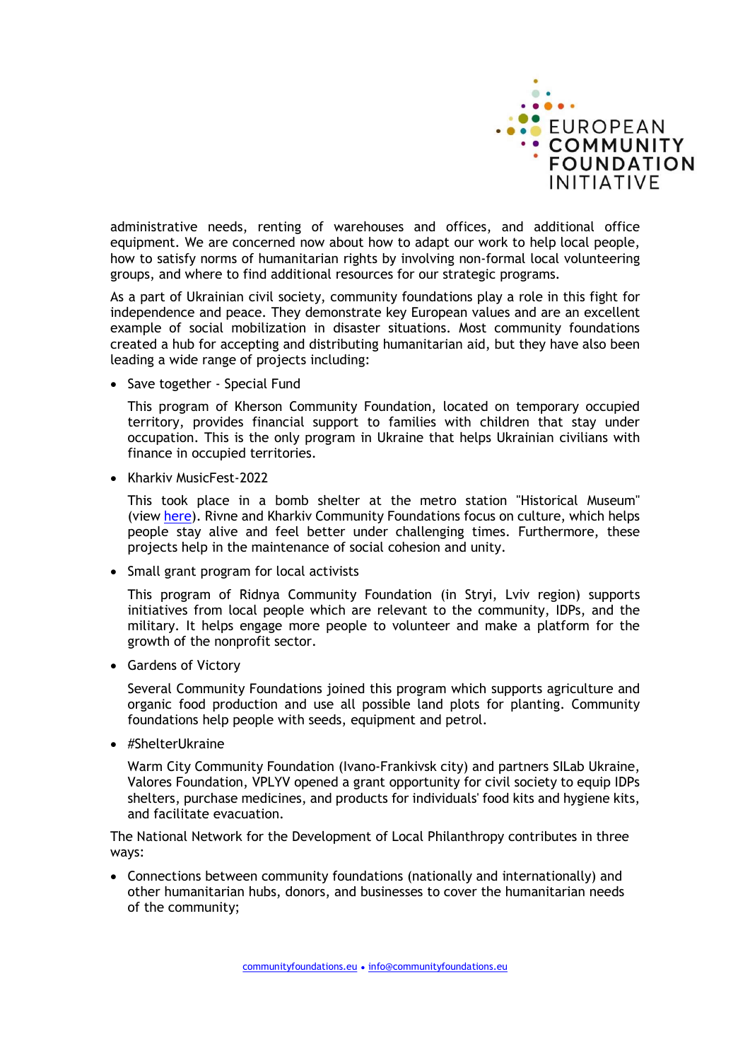administrative needs, renting of warehouses and offices, and additional office equipment. We are concerned now about how to adapt our work to help local people, how to satisfy norms of humanitarian rights by involving non-formal local volunteering groups, and where to find additional resources for our strategic programs.

As a part of Ukrainian civil society, community foundations play a role in this fight for independence and peace. They demonstrate key European values and are an excellent example of social mobilization in disaster situations. Most community foundations created a hub for accepting and distributing humanitarian aid, but they have also been leading a wide range of projects including:

- Save together - Special Fund

  This program of Kherson Community Foundation, located on temporary occupied territory, provides financial support to families with children that stay under occupation. This is the only program in Ukraine that helps Ukrainian civilians with finance in occupied territories.

- Kharkiv MusicFest-2022

  This took place in a bomb shelter at the metro station "Historical Museum" (view here). Rivne and Kharkiv Community Foundations focus on culture, which helps people stay alive and feel better under challenging times. Furthermore, these projects help in the maintenance of social cohesion and unity.

- Small grant program for local activists

  This program of Ridnya Community Foundation (in Stryi, Lviv region) supports initiatives from local people which are relevant to the community, IDPs, and the military. It helps engage more people to volunteer and make a platform for the growth of the nonprofit sector.

- Gardens of Victory

  Several Community Foundations joined this program which supports agriculture and organic food production and use all possible land plots for planting. Community foundations help people with seeds, equipment and petrol.

- #ShelterUkraine

  Warm City Community Foundation (Ivano-Frankivsk city) and partners SILab Ukraine, Valores Foundation, VPLYV opened a grant opportunity for civil society to equip IDPs shelters, purchase medicines, and products for individuals' food kits and hygiene kits, and facilitate evacuation.

The National Network for the Development of Local Philanthropy contributes in three ways:

- Connections between community foundations (nationally and internationally) and other humanitarian hubs, donors, and businesses to cover the humanitarian needs of the community;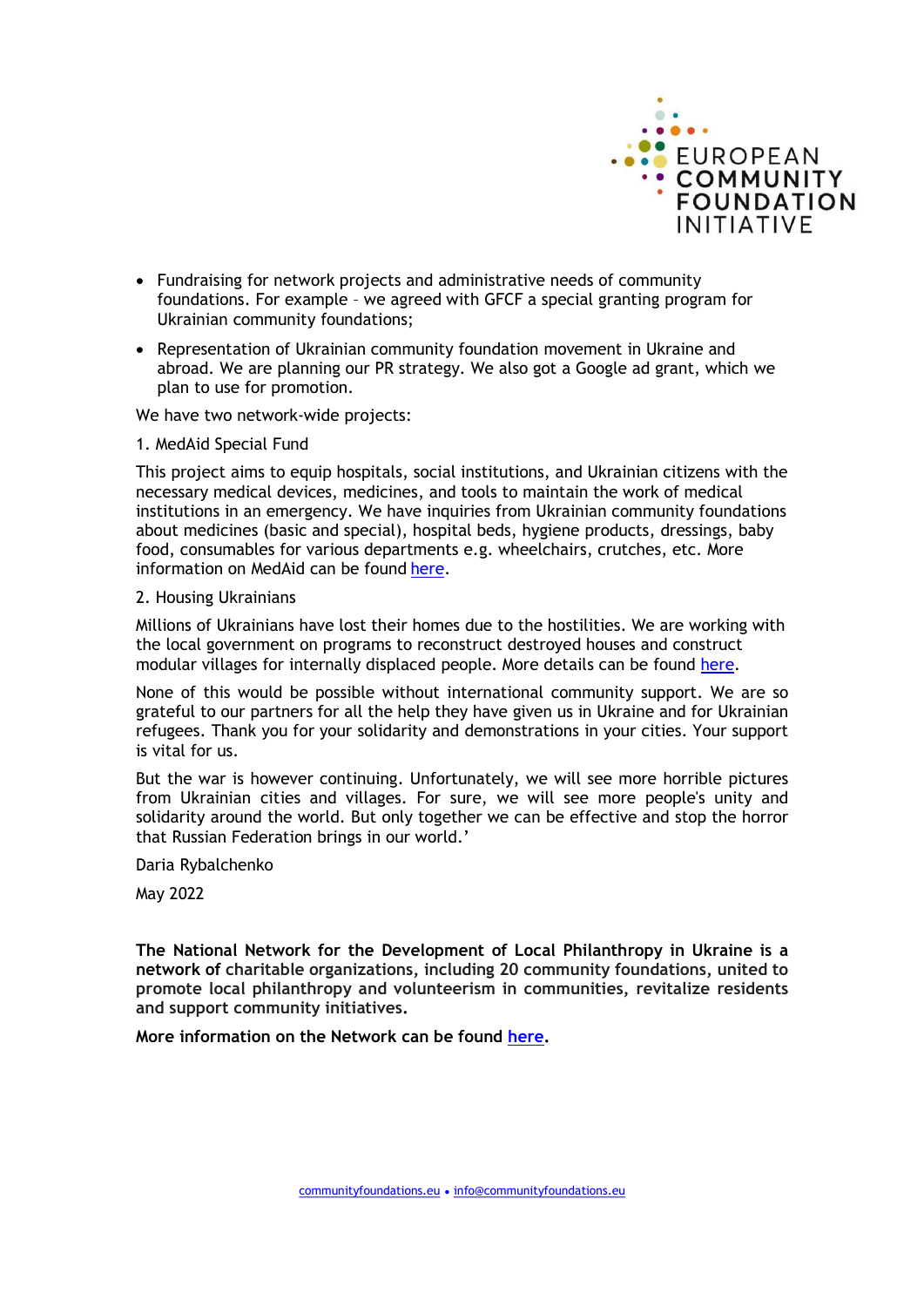- Fundraising for network projects and administrative needs of community foundations. For example – we agreed with GFCF a special granting program for Ukrainian community foundations;
- Representation of Ukrainian community foundation movement in Ukraine and abroad. We are planning our PR strategy. We also got a Google ad grant, which we plan to use for promotion.

We have two network-wide projects:

1. MedAid Special Fund

This project aims to equip hospitals, social institutions, and Ukrainian citizens with the necessary medical devices, medicines, and tools to maintain the work of medical institutions in an emergency. We have inquiries from Ukrainian community foundations about medicines (basic and special), hospital beds, hygiene products, dressings, baby food, consumables for various departments e.g. wheelchairs, crutches, etc. More information on MedAid can be found here.

2. Housing Ukrainians

Millions of Ukrainians have lost their homes due to the hostilities. We are working with the local government on programs to reconstruct destroyed houses and construct modular villages for internally displaced people. More details can be found here.

None of this would be possible without international community support. We are so grateful to our partners for all the help they have given us in Ukraine and for Ukrainian refugees. Thank you for your solidarity and demonstrations in your cities. Your support is vital for us.

But the war is however continuing. Unfortunately, we will see more horrible pictures from Ukrainian cities and villages. For sure, we will see more people's unity and solidarity around the world. But only together we can be effective and stop the horror that Russian Federation brings in our world.'

Daria Rybalchenko

May 2022

**The National Network for the Development of Local Philanthropy in Ukraine is a network of charitable organizations, including 20 community foundations, united to promote local philanthropy and volunteerism in communities, revitalize residents and support community initiatives.**

**More information on the Network can be found here.**